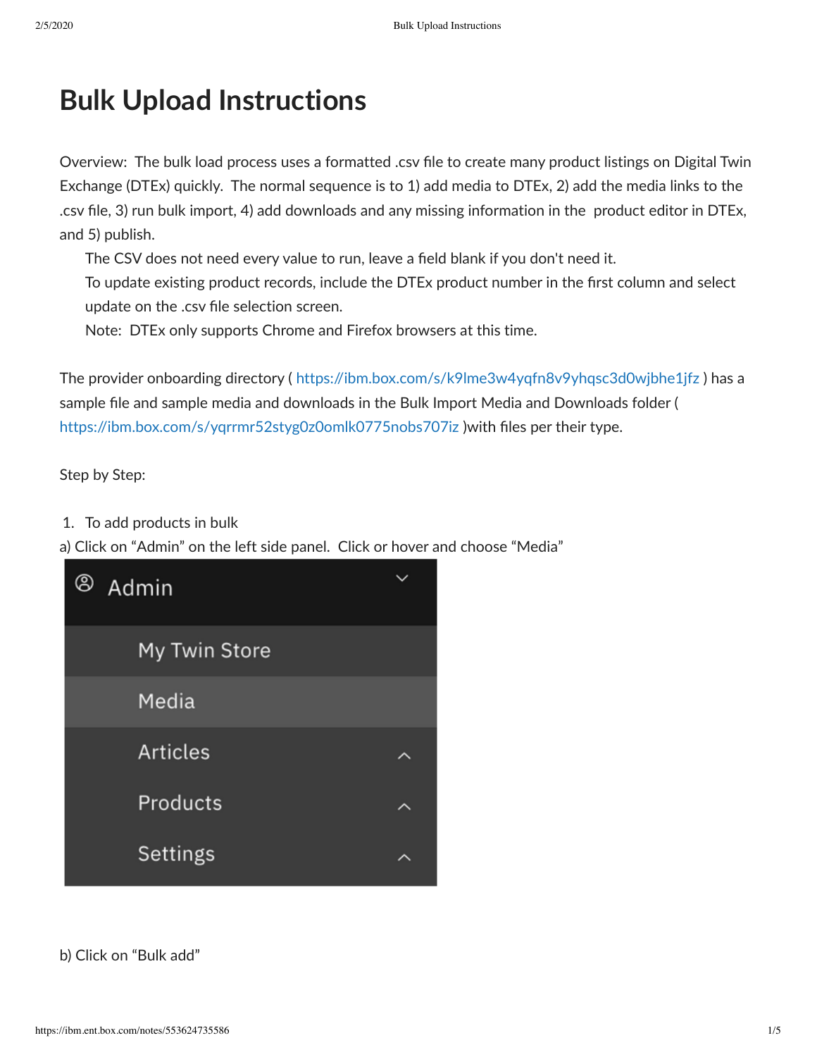# Bulk Upload Instructions

Overview: The bulk load process uses a formatted .csv file to create many product listings on Digital Twin Exchange (DTEx) quickly. The normal sequence is to 1) add media to DTEx, 2) add the media links to the .csv file, 3) run bulk import, 4) add downloads and any missing information in the product editor in DTEx, and 5) publish.

The CSV does not need every value to run, leave a field blank if you don't need it.

To update existing product records, include the DTEx product number in the first column and select update on the .csv file selection screen.

Note: DTEx only supports Chrome and Firefox browsers at this time.

The provider onboarding directory ( https://ibm.box.com/s/k9lme3w4yqfn8v9yhqsc3d0wjbhe1jfz ) has a sample file and sample media and downloads in the Bulk Import Media and Downloads folder ( https://ibm.box.com/s/yqrrmr52styg0z0omlk0775nobs707iz )with files per their type.

Step by Step:

1. To add products in bulk

a) Click on “Admin” on the left side panel. Click or hover and choose “Media”

Admin
- My Twin Store
- Media
- Articles
- Products
- Settings

b) Click on “Bulk add”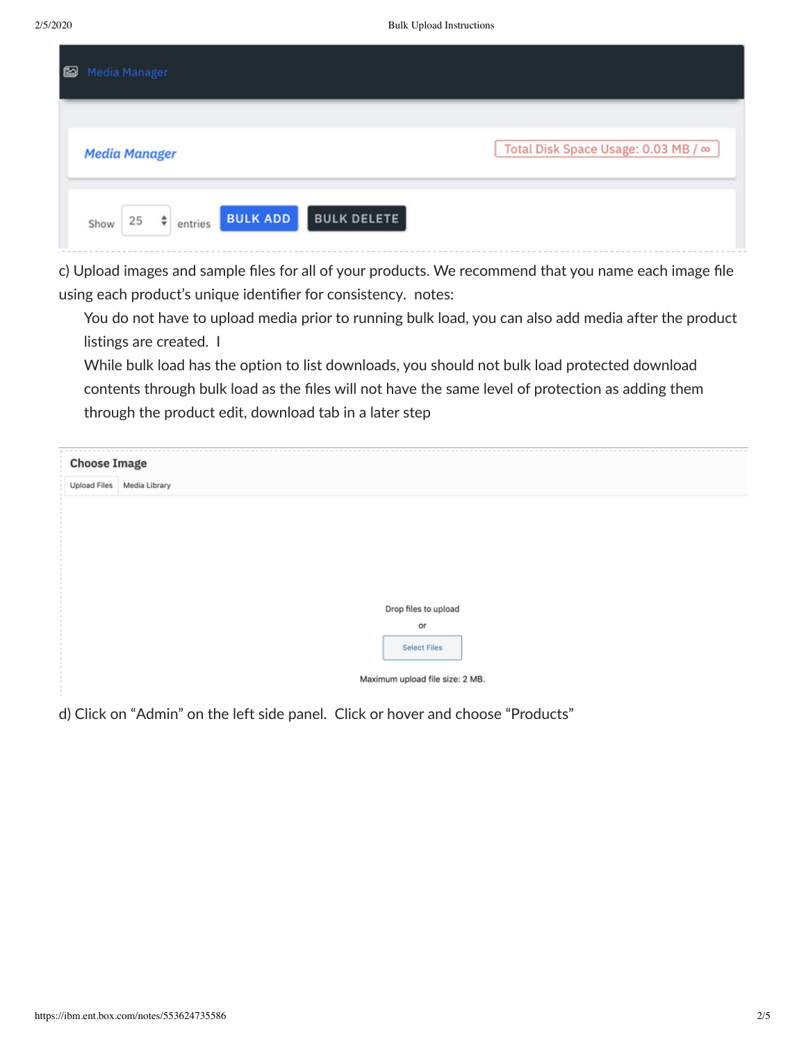c) Upload images and sample files for all of your products. We recommend that you name each image file using each product's unique identifier for consistency. notes:

You do not have to upload media prior to running bulk load, you can also add media after the product listings are created. I

While bulk load has the option to list downloads, you should not bulk load protected download contents through bulk load as the files will not have the same level of protection as adding them through the product edit, download tab in a later step

d) Click on "Admin" on the left side panel. Click or hover and choose "Products"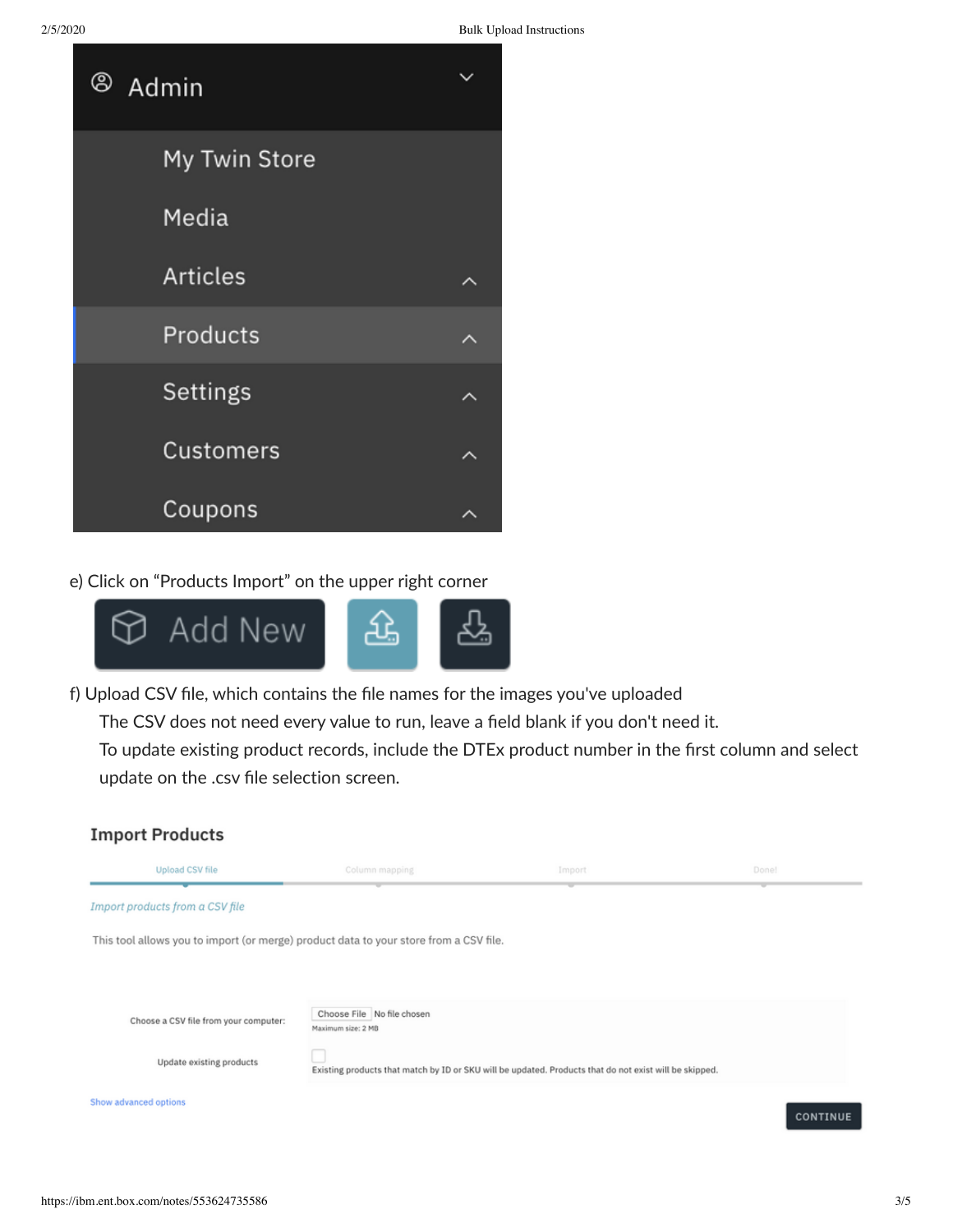Admin

- My Twin Store
- Media
- Articles
- Products
- Settings
- Customers
- Coupons

e) Click on "Products Import" on the upper right corner

Add New

f) Upload CSV file, which contains the file names for the images you've uploaded

The CSV does not need every value to run, leave a field blank if you don't need it.

To update existing product records, include the DTEx product number in the first column and select update on the .csv file selection screen.

**Import Products**

Upload CSV file — Column mapping — Import — Done!

*Import products from a CSV file*

This tool allows you to import (or merge) product data to your store from a CSV file.

Choose a CSV file from your computer: Choose File No file chosen
Maximum size: 2 MB

Update existing products
Existing products that match by ID or SKU will be updated. Products that do not exist will be skipped.

Show advanced options

CONTINUE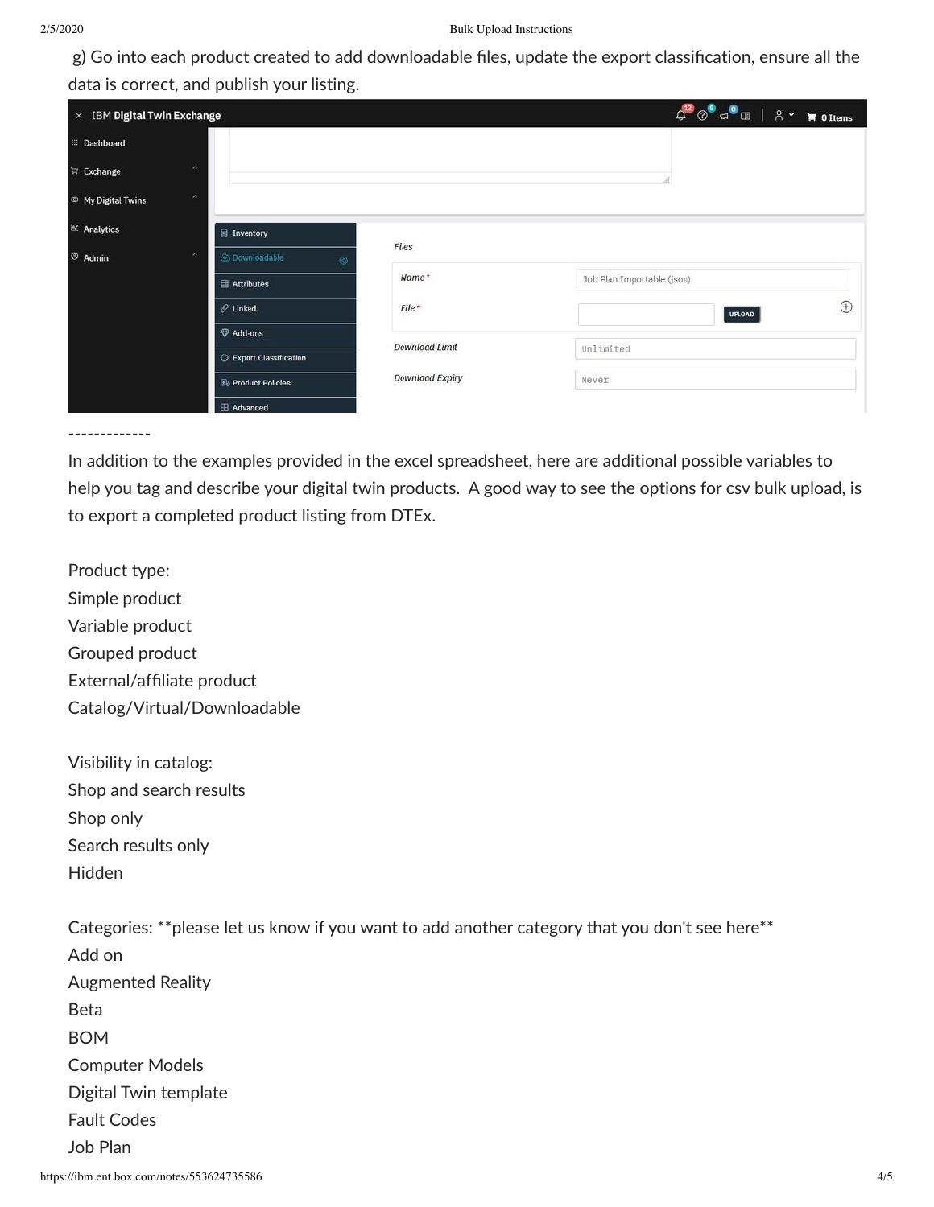g) Go into each product created to add downloadable files, update the export classification, ensure all the data is correct, and publish your listing.

-------------

In addition to the examples provided in the excel spreadsheet, here are additional possible variables to help you tag and describe your digital twin products. A good way to see the options for csv bulk upload, is to export a completed product listing from DTEx.

Product type:
Simple product
Variable product
Grouped product
External/affiliate product
Catalog/Virtual/Downloadable

Visibility in catalog:
Shop and search results
Shop only
Search results only
Hidden

Categories: **please let us know if you want to add another category that you don't see here**
Add on
Augmented Reality
Beta
BOM
Computer Models
Digital Twin template
Fault Codes
Job Plan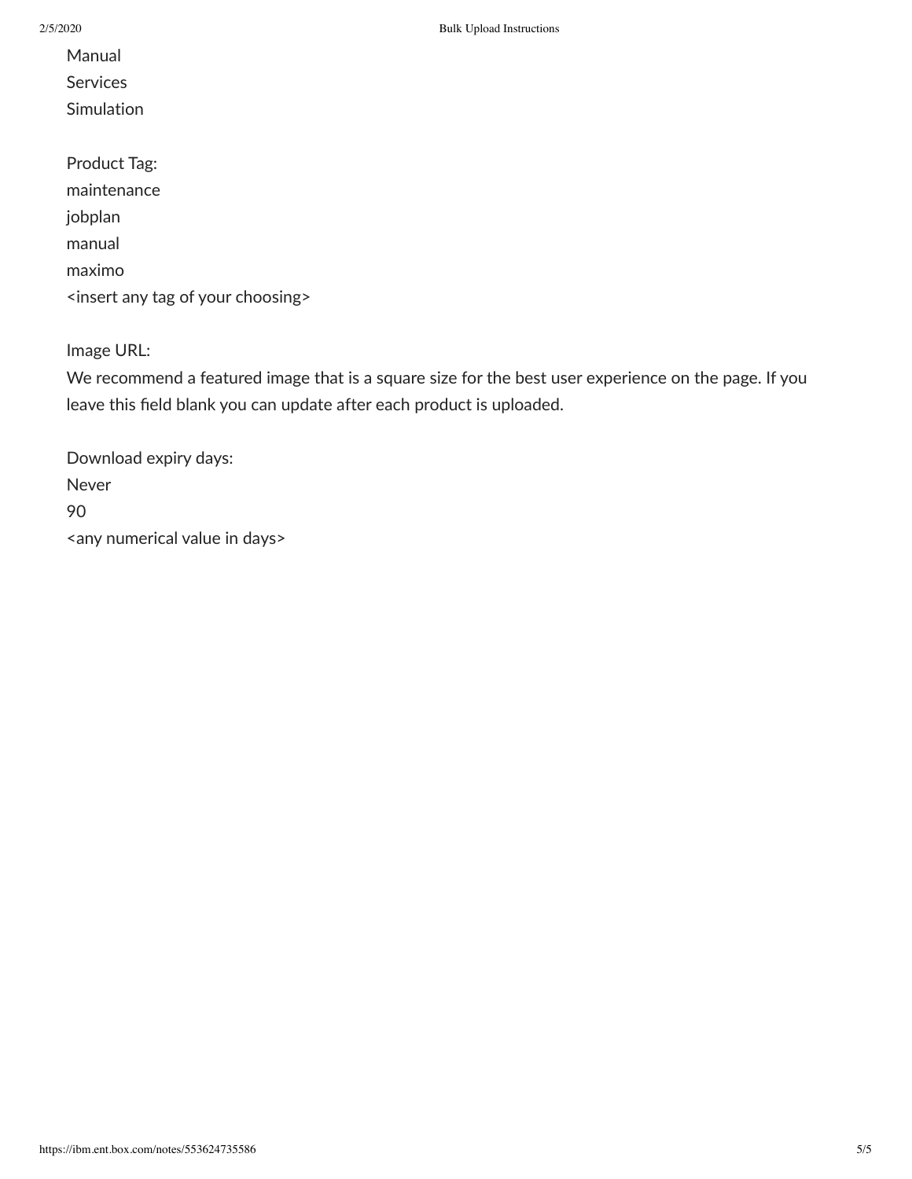Manual
Services
Simulation

Product Tag:
maintenance
jobplan
manual
maximo
<insert any tag of your choosing>

Image URL:
We recommend a featured image that is a square size for the best user experience on the page. If you leave this field blank you can update after each product is uploaded.

Download expiry days:
Never
90
<any numerical value in days>